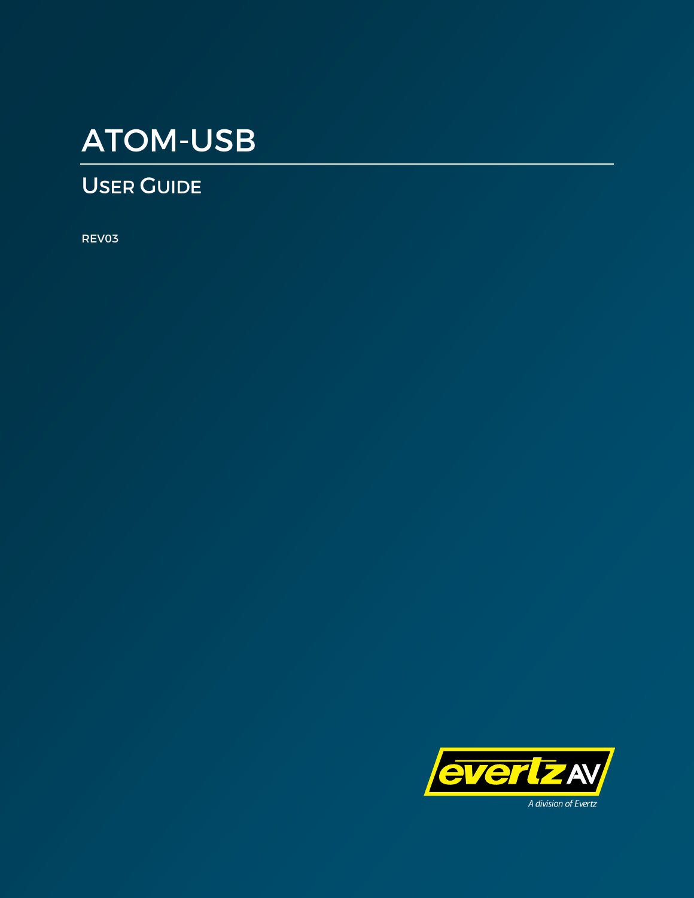# ATOM-USB

## User Guide

REV03

evertz AV

*A division of Evertz*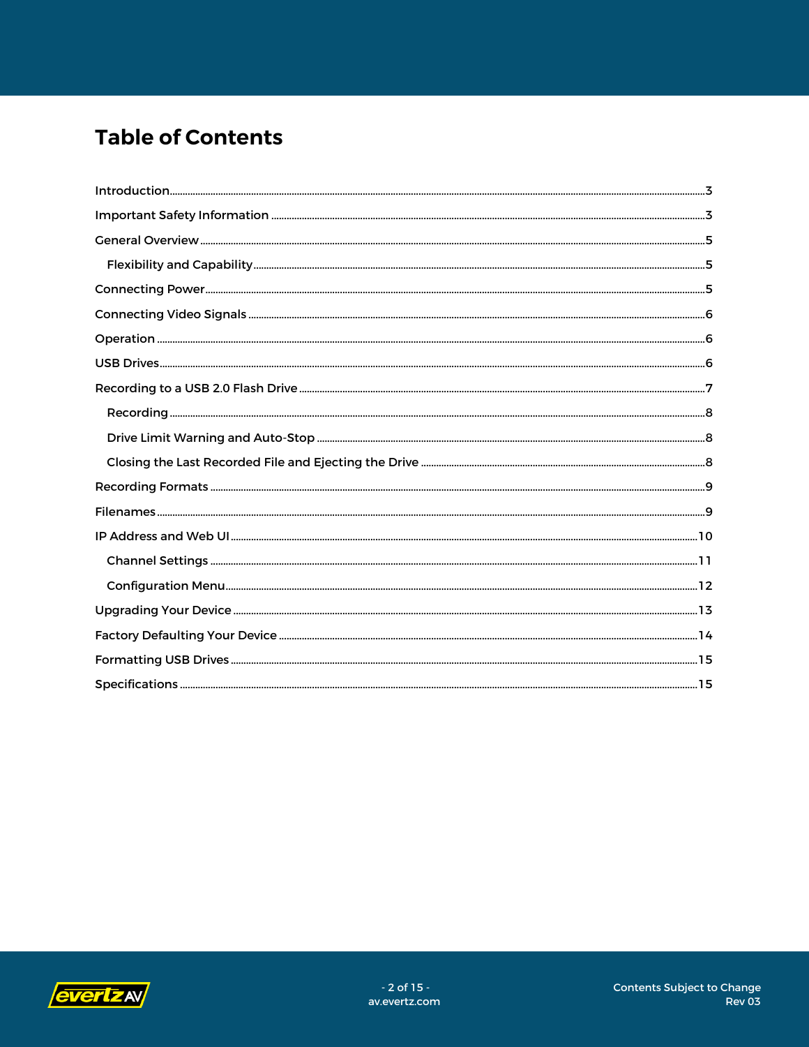# Table of Contents

- Introduction ... 3
- Important Safety Information ... 3
- General Overview ... 5
  - Flexibility and Capability ... 5
- Connecting Power ... 5
- Connecting Video Signals ... 6
- Operation ... 6
- USB Drives ... 6
- Recording to a USB 2.0 Flash Drive ... 7
  - Recording ... 8
  - Drive Limit Warning and Auto-Stop ... 8
  - Closing the Last Recorded File and Ejecting the Drive ... 8
- Recording Formats ... 9
- Filenames ... 9
- IP Address and Web UI ... 10
  - Channel Settings ... 11
  - Configuration Menu ... 12
- Upgrading Your Device ... 13
- Factory Defaulting Your Device ... 14
- Formatting USB Drives ... 15
- Specifications ... 15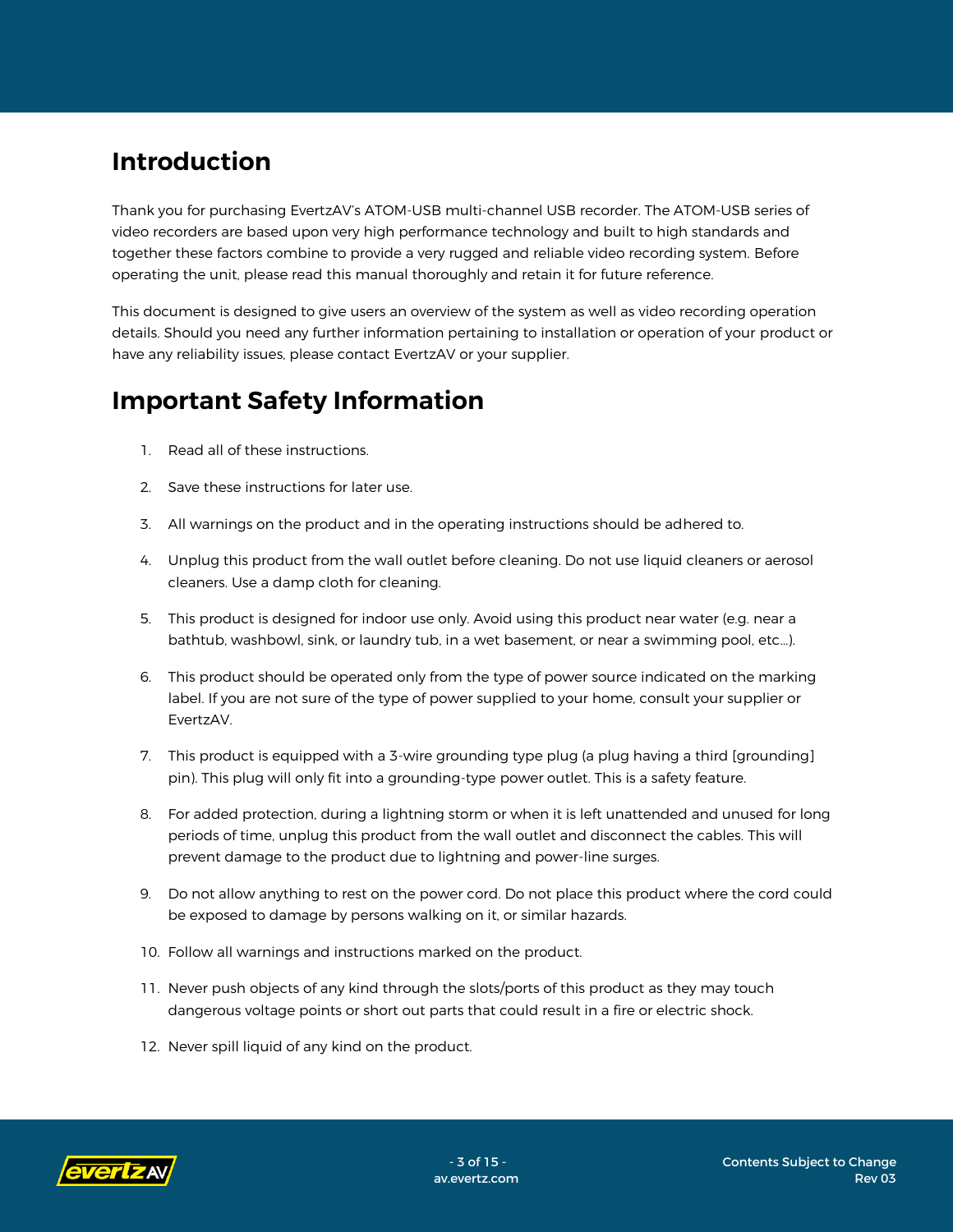## Introduction

Thank you for purchasing EvertzAV's ATOM-USB multi-channel USB recorder. The ATOM-USB series of video recorders are based upon very high performance technology and built to high standards and together these factors combine to provide a very rugged and reliable video recording system. Before operating the unit, please read this manual thoroughly and retain it for future reference.

This document is designed to give users an overview of the system as well as video recording operation details. Should you need any further information pertaining to installation or operation of your product or have any reliability issues, please contact EvertzAV or your supplier.

## Important Safety Information

1. Read all of these instructions.
2. Save these instructions for later use.
3. All warnings on the product and in the operating instructions should be adhered to.
4. Unplug this product from the wall outlet before cleaning. Do not use liquid cleaners or aerosol cleaners. Use a damp cloth for cleaning.
5. This product is designed for indoor use only. Avoid using this product near water (e.g. near a bathtub, washbowl, sink, or laundry tub, in a wet basement, or near a swimming pool, etc…).
6. This product should be operated only from the type of power source indicated on the marking label. If you are not sure of the type of power supplied to your home, consult your supplier or EvertzAV.
7. This product is equipped with a 3-wire grounding type plug (a plug having a third [grounding] pin). This plug will only fit into a grounding-type power outlet. This is a safety feature.
8. For added protection, during a lightning storm or when it is left unattended and unused for long periods of time, unplug this product from the wall outlet and disconnect the cables. This will prevent damage to the product due to lightning and power-line surges.
9. Do not allow anything to rest on the power cord. Do not place this product where the cord could be exposed to damage by persons walking on it, or similar hazards.
10. Follow all warnings and instructions marked on the product.
11. Never push objects of any kind through the slots/ports of this product as they may touch dangerous voltage points or short out parts that could result in a fire or electric shock.
12. Never spill liquid of any kind on the product.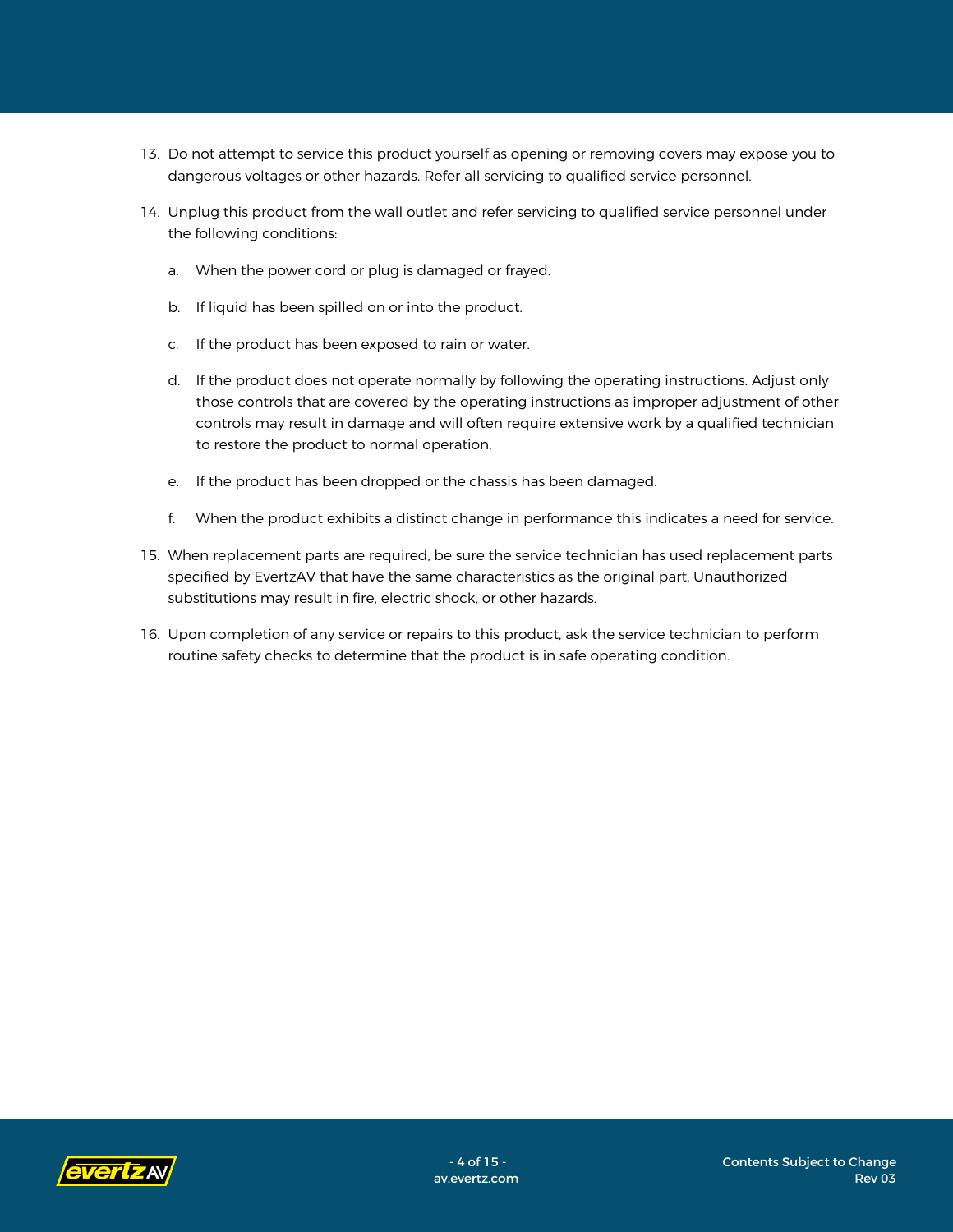13. Do not attempt to service this product yourself as opening or removing covers may expose you to dangerous voltages or other hazards. Refer all servicing to qualified service personnel.

14. Unplug this product from the wall outlet and refer servicing to qualified service personnel under the following conditions:

    a. When the power cord or plug is damaged or frayed.

    b. If liquid has been spilled on or into the product.

    c. If the product has been exposed to rain or water.

    d. If the product does not operate normally by following the operating instructions. Adjust only those controls that are covered by the operating instructions as improper adjustment of other controls may result in damage and will often require extensive work by a qualified technician to restore the product to normal operation.

    e. If the product has been dropped or the chassis has been damaged.

    f. When the product exhibits a distinct change in performance this indicates a need for service.

15. When replacement parts are required, be sure the service technician has used replacement parts specified by EvertzAV that have the same characteristics as the original part. Unauthorized substitutions may result in fire, electric shock, or other hazards.

16. Upon completion of any service or repairs to this product, ask the service technician to perform routine safety checks to determine that the product is in safe operating condition.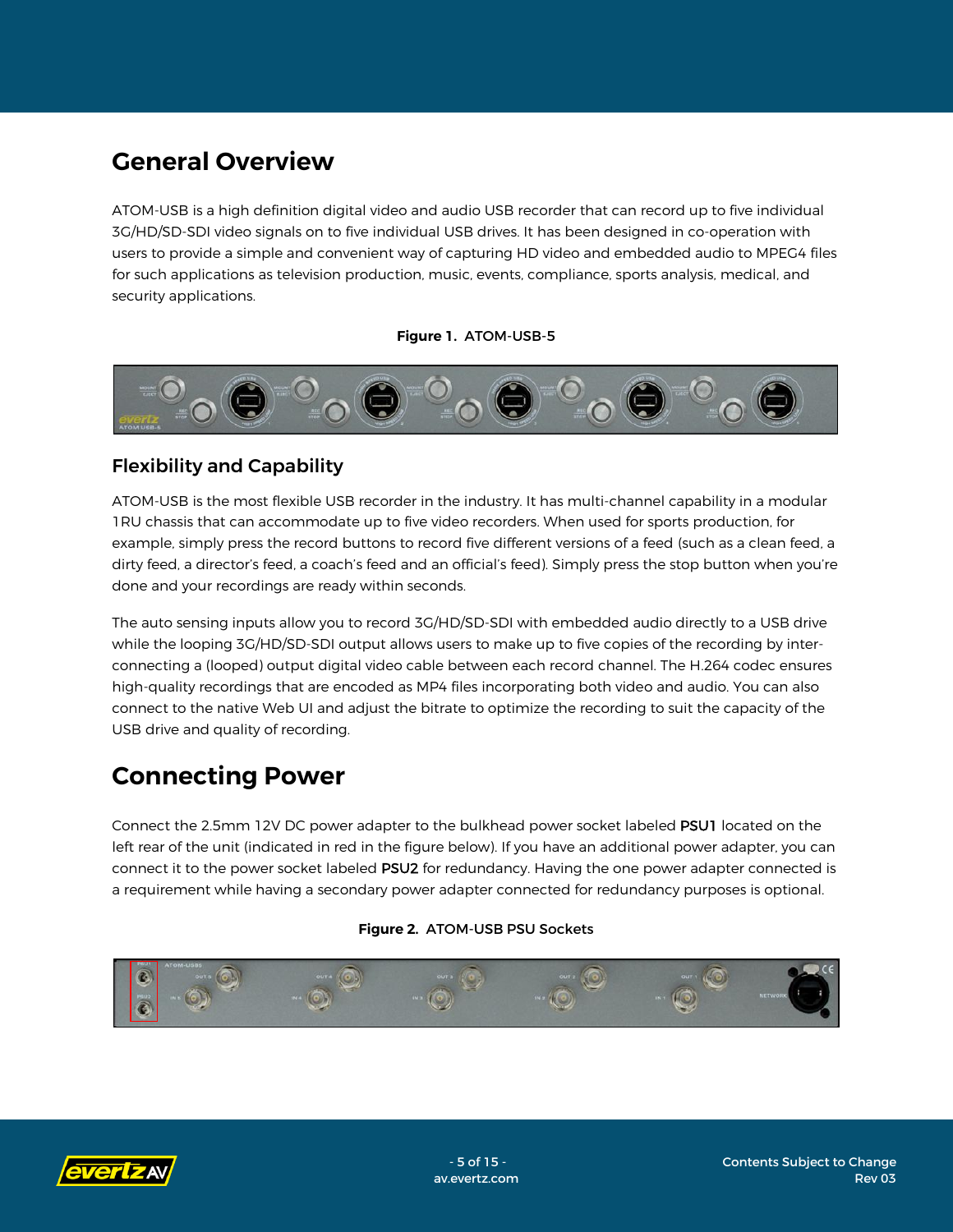# General Overview

ATOM-USB is a high definition digital video and audio USB recorder that can record up to five individual 3G/HD/SD-SDI video signals on to five individual USB drives. It has been designed in co-operation with users to provide a simple and convenient way of capturing HD video and embedded audio to MPEG4 files for such applications as television production, music, events, compliance, sports analysis, medical, and security applications.

**Figure 1.** ATOM-USB-5

## Flexibility and Capability

ATOM-USB is the most flexible USB recorder in the industry. It has multi-channel capability in a modular 1RU chassis that can accommodate up to five video recorders. When used for sports production, for example, simply press the record buttons to record five different versions of a feed (such as a clean feed, a dirty feed, a director's feed, a coach's feed and an official's feed). Simply press the stop button when you're done and your recordings are ready within seconds.

The auto sensing inputs allow you to record 3G/HD/SD-SDI with embedded audio directly to a USB drive while the looping 3G/HD/SD-SDI output allows users to make up to five copies of the recording by inter-connecting a (looped) output digital video cable between each record channel. The H.264 codec ensures high-quality recordings that are encoded as MP4 files incorporating both video and audio. You can also connect to the native Web UI and adjust the bitrate to optimize the recording to suit the capacity of the USB drive and quality of recording.

# Connecting Power

Connect the 2.5mm 12V DC power adapter to the bulkhead power socket labeled **PSU1** located on the left rear of the unit (indicated in red in the figure below). If you have an additional power adapter, you can connect it to the power socket labeled **PSU2** for redundancy. Having the one power adapter connected is a requirement while having a secondary power adapter connected for redundancy purposes is optional.

**Figure 2.** ATOM-USB PSU Sockets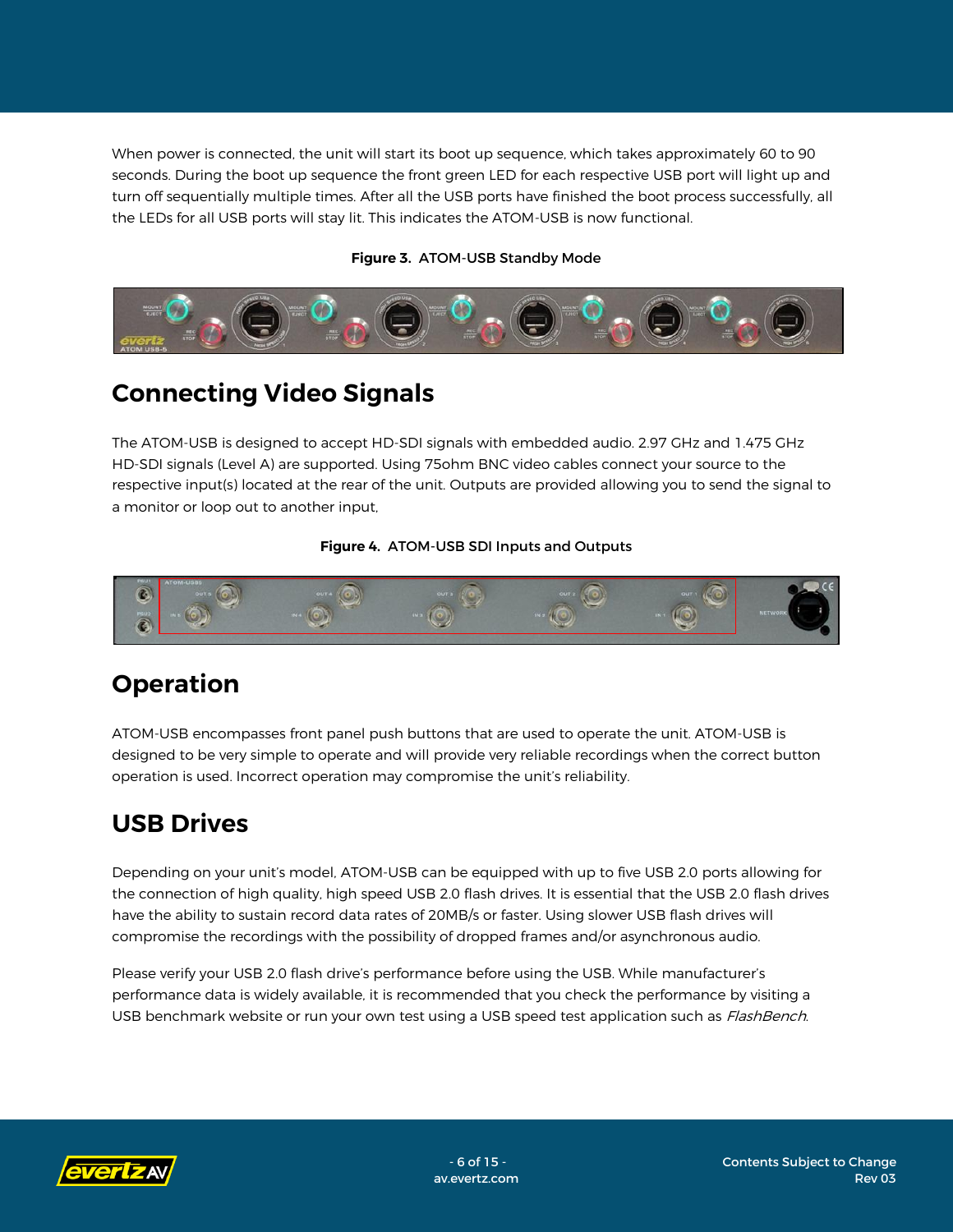When power is connected, the unit will start its boot up sequence, which takes approximately 60 to 90 seconds. During the boot up sequence the front green LED for each respective USB port will light up and turn off sequentially multiple times. After all the USB ports have finished the boot process successfully, all the LEDs for all USB ports will stay lit. This indicates the ATOM-USB is now functional.

**Figure 3.** ATOM-USB Standby Mode

## Connecting Video Signals

The ATOM-USB is designed to accept HD-SDI signals with embedded audio. 2.97 GHz and 1.475 GHz HD-SDI signals (Level A) are supported. Using 75ohm BNC video cables connect your source to the respective input(s) located at the rear of the unit. Outputs are provided allowing you to send the signal to a monitor or loop out to another input,

**Figure 4.** ATOM-USB SDI Inputs and Outputs

## Operation

ATOM-USB encompasses front panel push buttons that are used to operate the unit. ATOM-USB is designed to be very simple to operate and will provide very reliable recordings when the correct button operation is used. Incorrect operation may compromise the unit's reliability.

## USB Drives

Depending on your unit's model, ATOM-USB can be equipped with up to five USB 2.0 ports allowing for the connection of high quality, high speed USB 2.0 flash drives. It is essential that the USB 2.0 flash drives have the ability to sustain record data rates of 20MB/s or faster. Using slower USB flash drives will compromise the recordings with the possibility of dropped frames and/or asynchronous audio.

Please verify your USB 2.0 flash drive's performance before using the USB. While manufacturer's performance data is widely available, it is recommended that you check the performance by visiting a USB benchmark website or run your own test using a USB speed test application such as *FlashBench*.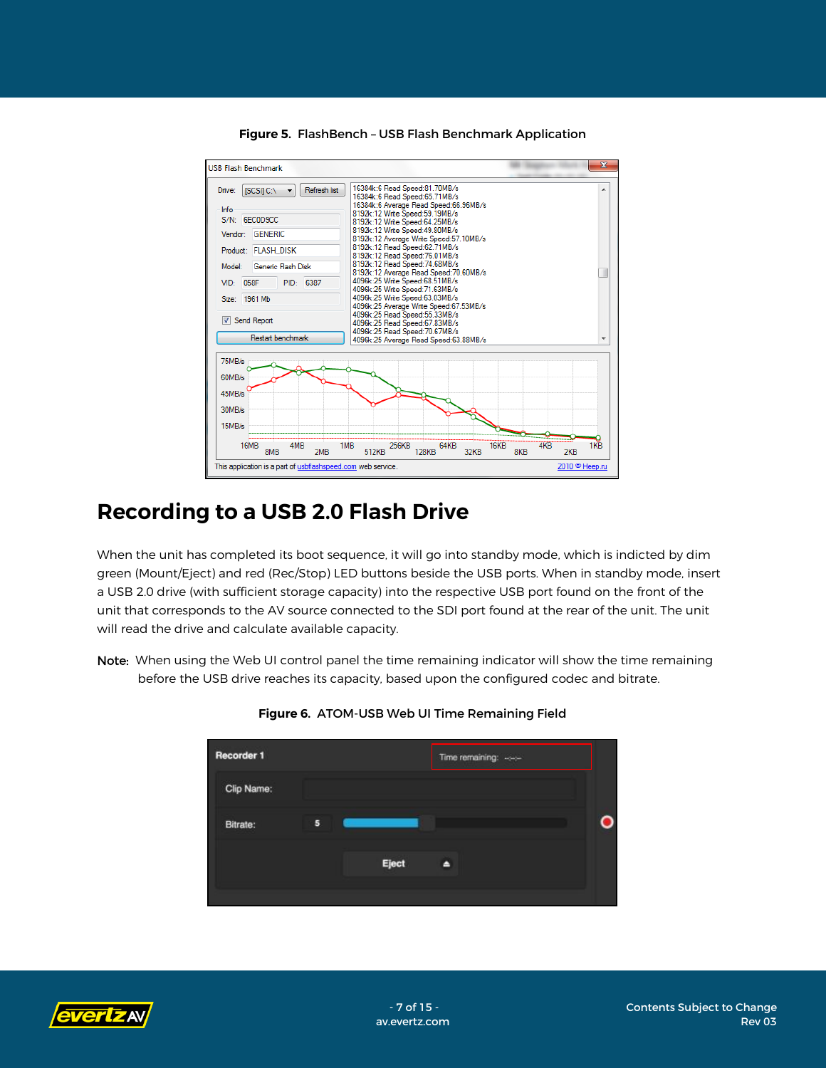**Figure 5.** FlashBench – USB Flash Benchmark Application

## Recording to a USB 2.0 Flash Drive

When the unit has completed its boot sequence, it will go into standby mode, which is indicted by dim green (Mount/Eject) and red (Rec/Stop) LED buttons beside the USB ports. When in standby mode, insert a USB 2.0 drive (with sufficient storage capacity) into the respective USB port found on the front of the unit that corresponds to the AV source connected to the SDI port found at the rear of the unit. The unit will read the drive and calculate available capacity.

**Note:** When using the Web UI control panel the time remaining indicator will show the time remaining before the USB drive reaches its capacity, based upon the configured codec and bitrate.

**Figure 6.** ATOM-USB Web UI Time Remaining Field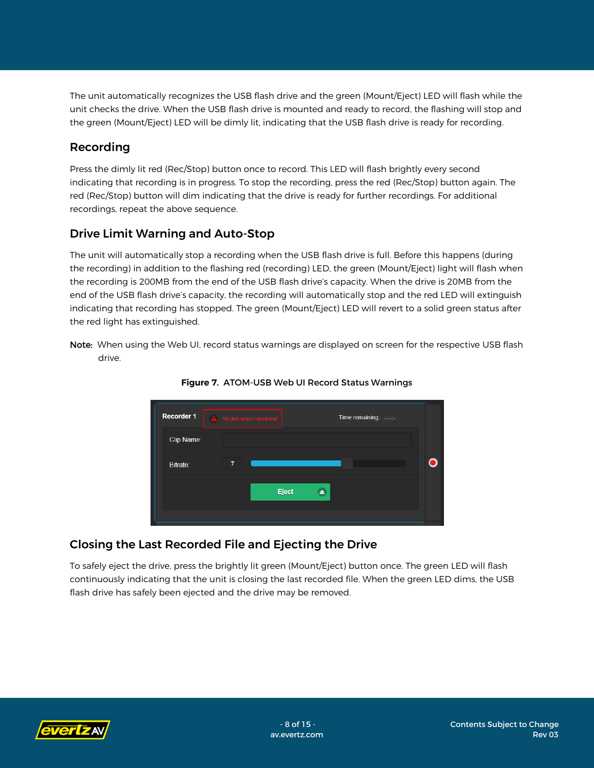The unit automatically recognizes the USB flash drive and the green (Mount/Eject) LED will flash while the unit checks the drive. When the USB flash drive is mounted and ready to record, the flashing will stop and the green (Mount/Eject) LED will be dimly lit, indicating that the USB flash drive is ready for recording.

## Recording

Press the dimly lit red (Rec/Stop) button once to record. This LED will flash brightly every second indicating that recording is in progress. To stop the recording, press the red (Rec/Stop) button again. The red (Rec/Stop) button will dim indicating that the drive is ready for further recordings. For additional recordings, repeat the above sequence.

## Drive Limit Warning and Auto-Stop

The unit will automatically stop a recording when the USB flash drive is full. Before this happens (during the recording) in addition to the flashing red (recording) LED, the green (Mount/Eject) light will flash when the recording is 200MB from the end of the USB flash drive's capacity. When the drive is 20MB from the end of the USB flash drive's capacity, the recording will automatically stop and the red LED will extinguish indicating that recording has stopped. The green (Mount/Eject) LED will revert to a solid green status after the red light has extinguished.

**Note:** When using the Web UI, record status warnings are displayed on screen for the respective USB flash drive.

**Figure 7.** ATOM-USB Web UI Record Status Warnings

## Closing the Last Recorded File and Ejecting the Drive

To safely eject the drive, press the brightly lit green (Mount/Eject) button once. The green LED will flash continuously indicating that the unit is closing the last recorded file. When the green LED dims, the USB flash drive has safely been ejected and the drive may be removed.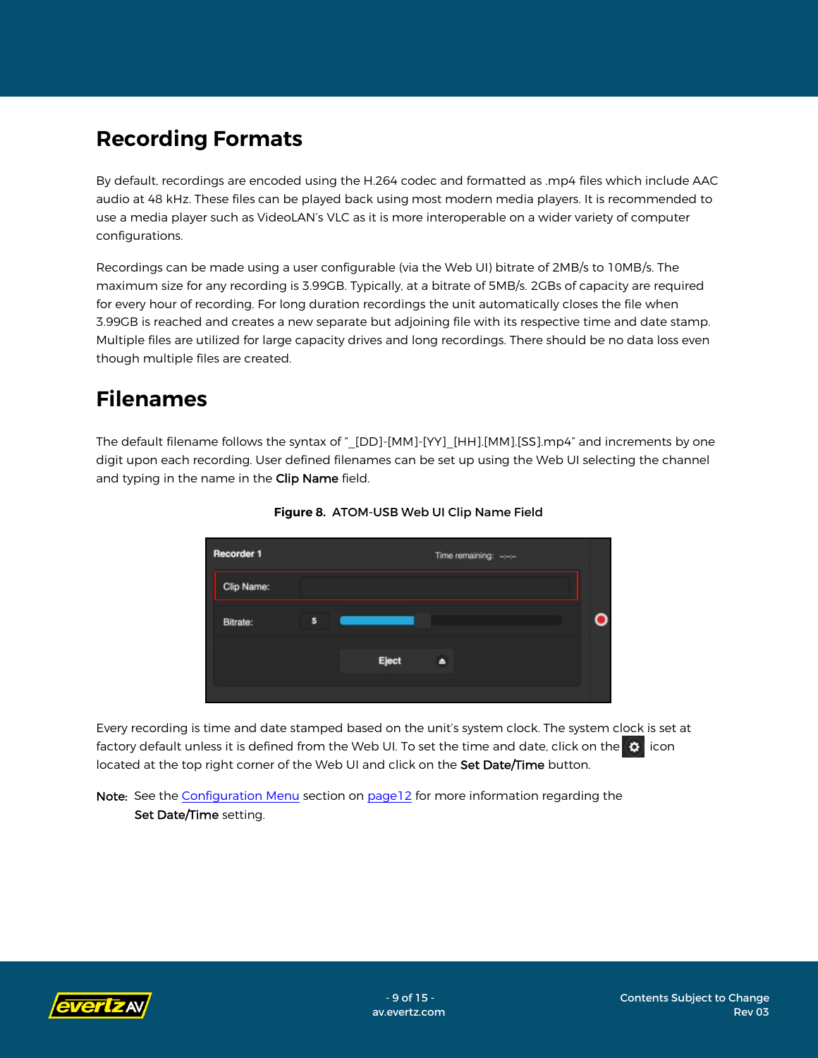# Recording Formats

By default, recordings are encoded using the H.264 codec and formatted as .mp4 files which include AAC audio at 48 kHz. These files can be played back using most modern media players. It is recommended to use a media player such as VideoLAN's VLC as it is more interoperable on a wider variety of computer configurations.

Recordings can be made using a user configurable (via the Web UI) bitrate of 2MB/s to 10MB/s. The maximum size for any recording is 3.99GB. Typically, at a bitrate of 5MB/s. 2GBs of capacity are required for every hour of recording. For long duration recordings the unit automatically closes the file when 3.99GB is reached and creates a new separate but adjoining file with its respective time and date stamp. Multiple files are utilized for large capacity drives and long recordings. There should be no data loss even though multiple files are created.

# Filenames

The default filename follows the syntax of "_[DD]-[MM]-[YY]_[HH].[MM].[SS].mp4" and increments by one digit upon each recording. User defined filenames can be set up using the Web UI selecting the channel and typing in the name in the **Clip Name** field.

**Figure 8. ATOM-USB Web UI Clip Name Field**

Every recording is time and date stamped based on the unit's system clock. The system clock is set at factory default unless it is defined from the Web UI. To set the time and date, click on the ⚙ icon located at the top right corner of the Web UI and click on the **Set Date/Time** button.

**Note:** See the Configuration Menu section on page12 for more information regarding the **Set Date/Time** setting.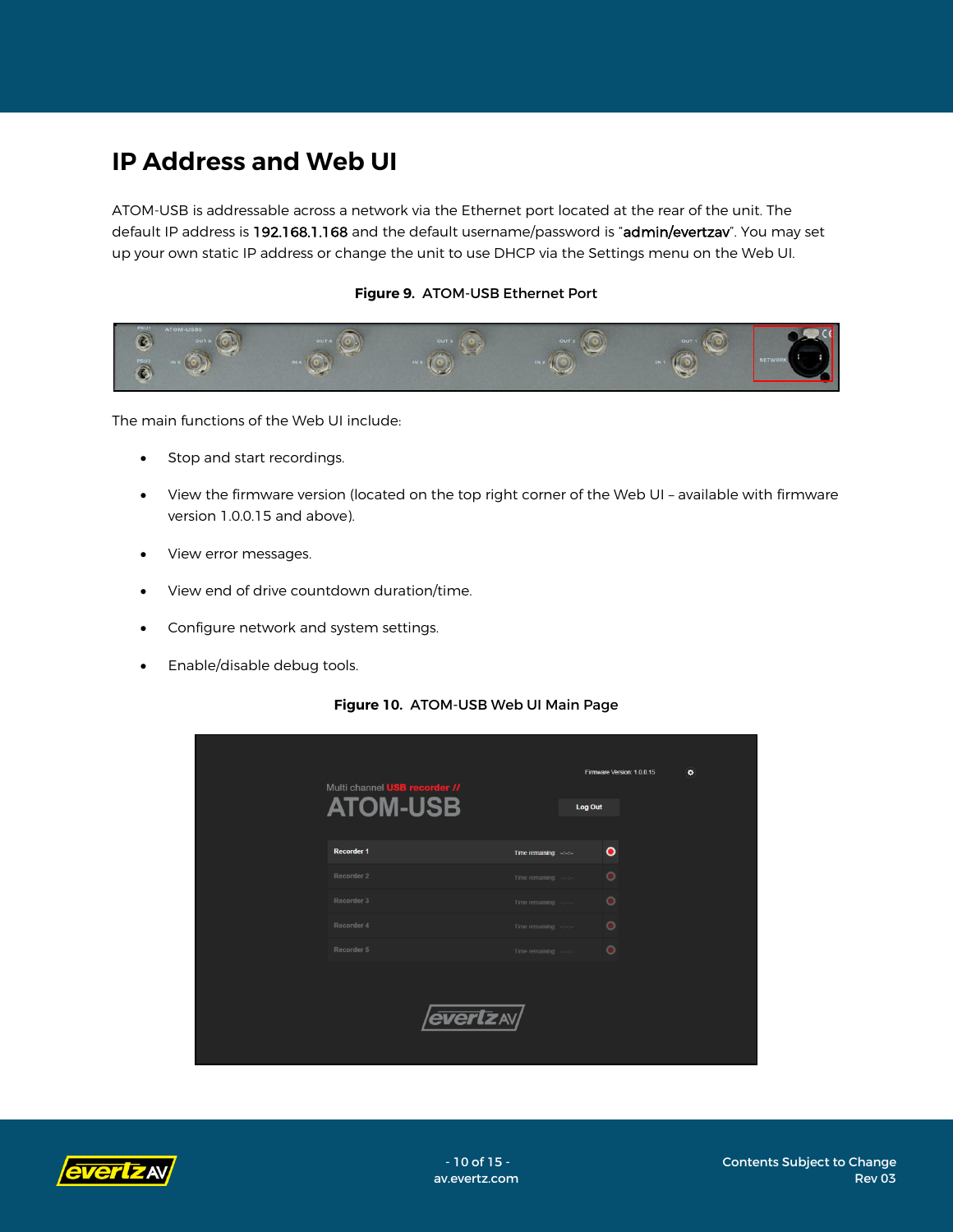# IP Address and Web UI

ATOM-USB is addressable across a network via the Ethernet port located at the rear of the unit. The default IP address is **192.168.1.168** and the default username/password is "**admin/evertzav**". You may set up your own static IP address or change the unit to use DHCP via the Settings menu on the Web UI.

**Figure 9. ATOM-USB Ethernet Port**

The main functions of the Web UI include:

- Stop and start recordings.
- View the firmware version (located on the top right corner of the Web UI – available with firmware version 1.0.0.15 and above).
- View error messages.
- View end of drive countdown duration/time.
- Configure network and system settings.
- Enable/disable debug tools.

**Figure 10. ATOM-USB Web UI Main Page**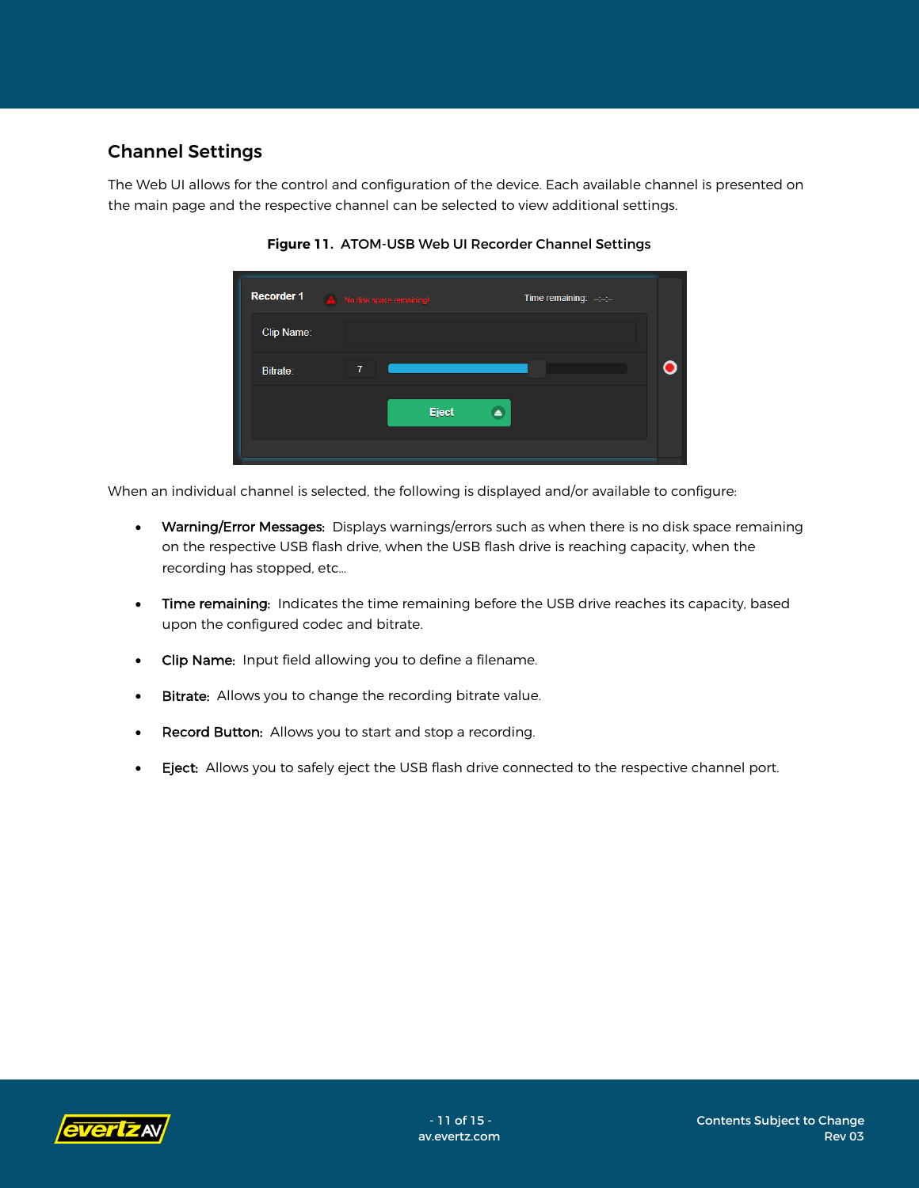## Channel Settings

The Web UI allows for the control and configuration of the device. Each available channel is presented on the main page and the respective channel can be selected to view additional settings.

**Figure 11.** ATOM-USB Web UI Recorder Channel Settings

When an individual channel is selected, the following is displayed and/or available to configure:

- **Warning/Error Messages:** Displays warnings/errors such as when there is no disk space remaining on the respective USB flash drive, when the USB flash drive is reaching capacity, when the recording has stopped, etc...
- **Time remaining:** Indicates the time remaining before the USB drive reaches its capacity, based upon the configured codec and bitrate.
- **Clip Name:** Input field allowing you to define a filename.
- **Bitrate:** Allows you to change the recording bitrate value.
- **Record Button:** Allows you to start and stop a recording.
- **Eject:** Allows you to safely eject the USB flash drive connected to the respective channel port.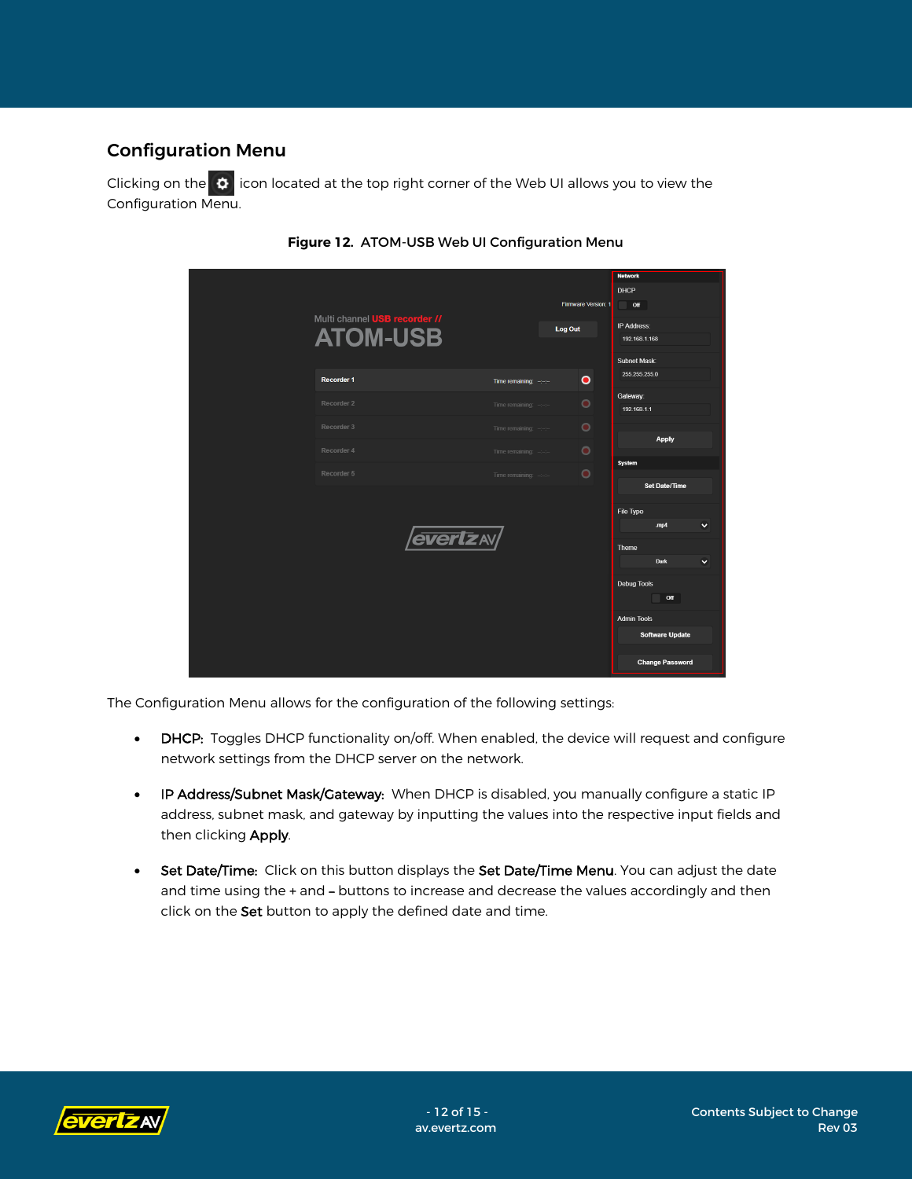## Configuration Menu

Clicking on the ⚙ icon located at the top right corner of the Web UI allows you to view the Configuration Menu.

**Figure 12.** ATOM-USB Web UI Configuration Menu

The Configuration Menu allows for the configuration of the following settings:

- **DHCP:** Toggles DHCP functionality on/off. When enabled, the device will request and configure network settings from the DHCP server on the network.
- **IP Address/Subnet Mask/Gateway:** When DHCP is disabled, you manually configure a static IP address, subnet mask, and gateway by inputting the values into the respective input fields and then clicking **Apply**.
- **Set Date/Time:** Click on this button displays the **Set Date/Time Menu**. You can adjust the date and time using the + and – buttons to increase and decrease the values accordingly and then click on the **Set** button to apply the defined date and time.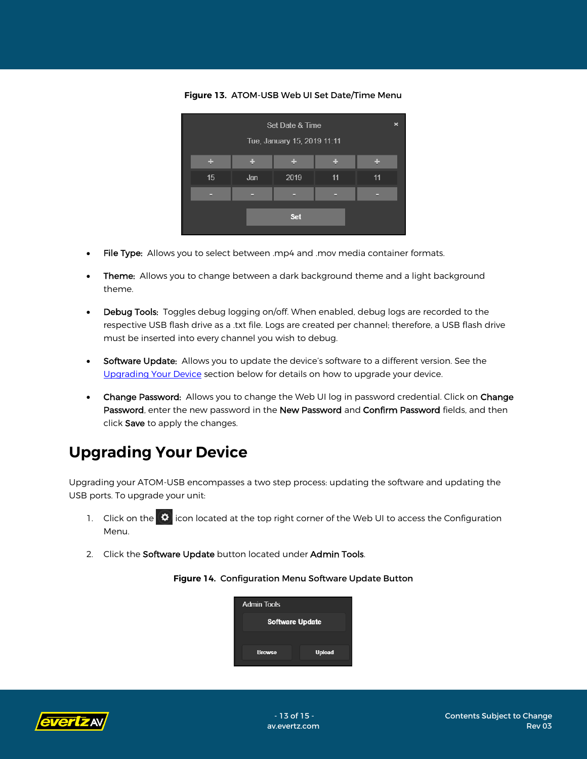**Figure 13.** ATOM-USB Web UI Set Date/Time Menu

- **File Type:** Allows you to select between .mp4 and .mov media container formats.

- **Theme:** Allows you to change between a dark background theme and a light background theme.

- **Debug Tools:** Toggles debug logging on/off. When enabled, debug logs are recorded to the respective USB flash drive as a .txt file. Logs are created per channel; therefore, a USB flash drive must be inserted into every channel you wish to debug.

- **Software Update:** Allows you to update the device's software to a different version. See the Upgrading Your Device section below for details on how to upgrade your device.

- **Change Password:** Allows you to change the Web UI log in password credential. Click on **Change Password**, enter the new password in the **New Password** and **Confirm Password** fields, and then click **Save** to apply the changes.

## Upgrading Your Device

Upgrading your ATOM-USB encompasses a two step process: updating the software and updating the USB ports. To upgrade your unit:

1. Click on the ⚙ icon located at the top right corner of the Web UI to access the Configuration Menu.

2. Click the **Software Update** button located under **Admin Tools**.

**Figure 14.** Configuration Menu Software Update Button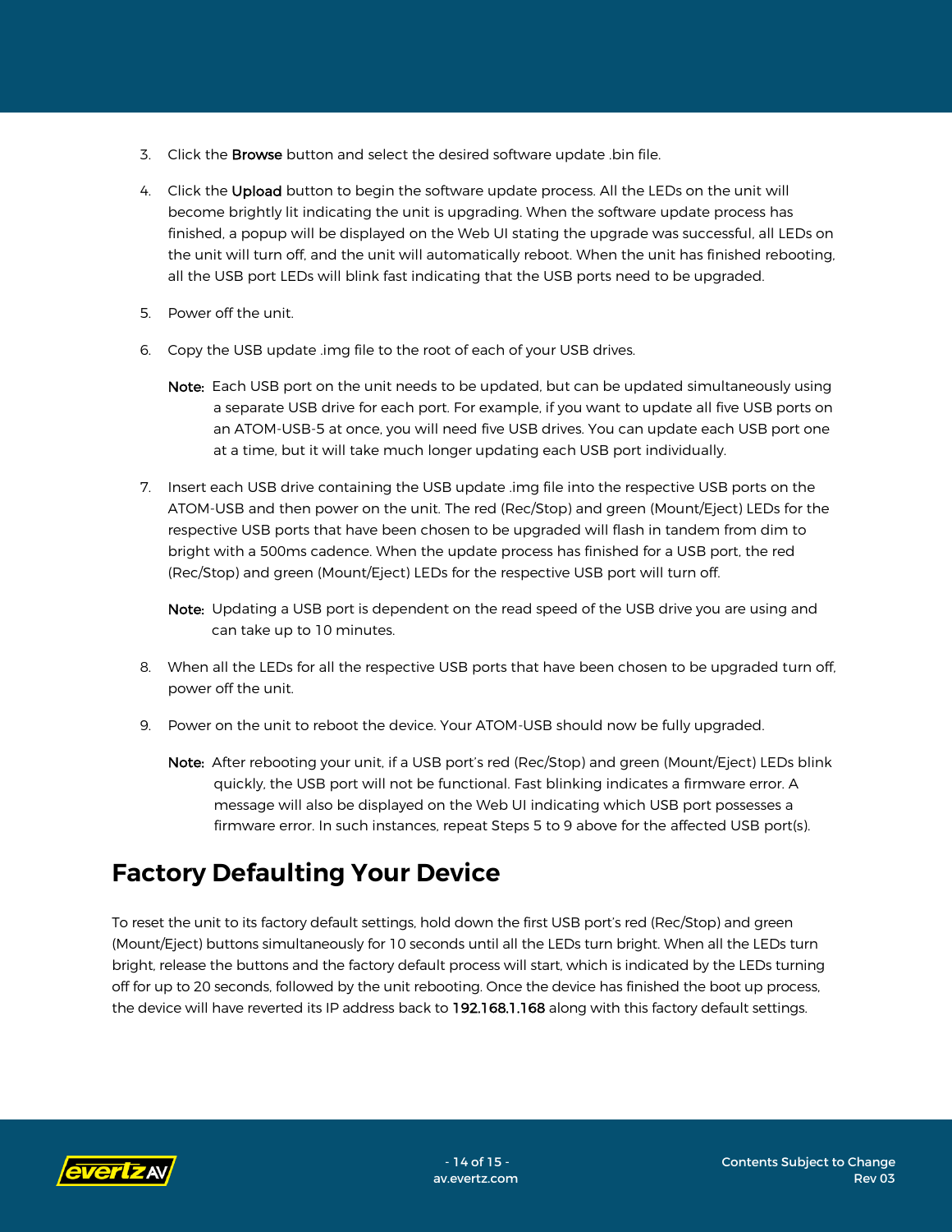3. Click the **Browse** button and select the desired software update .bin file.

4. Click the **Upload** button to begin the software update process. All the LEDs on the unit will become brightly lit indicating the unit is upgrading. When the software update process has finished, a popup will be displayed on the Web UI stating the upgrade was successful, all LEDs on the unit will turn off, and the unit will automatically reboot. When the unit has finished rebooting, all the USB port LEDs will blink fast indicating that the USB ports need to be upgraded.

5. Power off the unit.

6. Copy the USB update .img file to the root of each of your USB drives.

   **Note:** Each USB port on the unit needs to be updated, but can be updated simultaneously using a separate USB drive for each port. For example, if you want to update all five USB ports on an ATOM-USB-5 at once, you will need five USB drives. You can update each USB port one at a time, but it will take much longer updating each USB port individually.

7. Insert each USB drive containing the USB update .img file into the respective USB ports on the ATOM-USB and then power on the unit. The red (Rec/Stop) and green (Mount/Eject) LEDs for the respective USB ports that have been chosen to be upgraded will flash in tandem from dim to bright with a 500ms cadence. When the update process has finished for a USB port, the red (Rec/Stop) and green (Mount/Eject) LEDs for the respective USB port will turn off.

   **Note:** Updating a USB port is dependent on the read speed of the USB drive you are using and can take up to 10 minutes.

8. When all the LEDs for all the respective USB ports that have been chosen to be upgraded turn off, power off the unit.

9. Power on the unit to reboot the device. Your ATOM-USB should now be fully upgraded.

   **Note:** After rebooting your unit, if a USB port's red (Rec/Stop) and green (Mount/Eject) LEDs blink quickly, the USB port will not be functional. Fast blinking indicates a firmware error. A message will also be displayed on the Web UI indicating which USB port possesses a firmware error. In such instances, repeat Steps 5 to 9 above for the affected USB port(s).

## Factory Defaulting Your Device

To reset the unit to its factory default settings, hold down the first USB port's red (Rec/Stop) and green (Mount/Eject) buttons simultaneously for 10 seconds until all the LEDs turn bright. When all the LEDs turn bright, release the buttons and the factory default process will start, which is indicated by the LEDs turning off for up to 20 seconds, followed by the unit rebooting. Once the device has finished the boot up process, the device will have reverted its IP address back to **192.168.1.168** along with this factory default settings.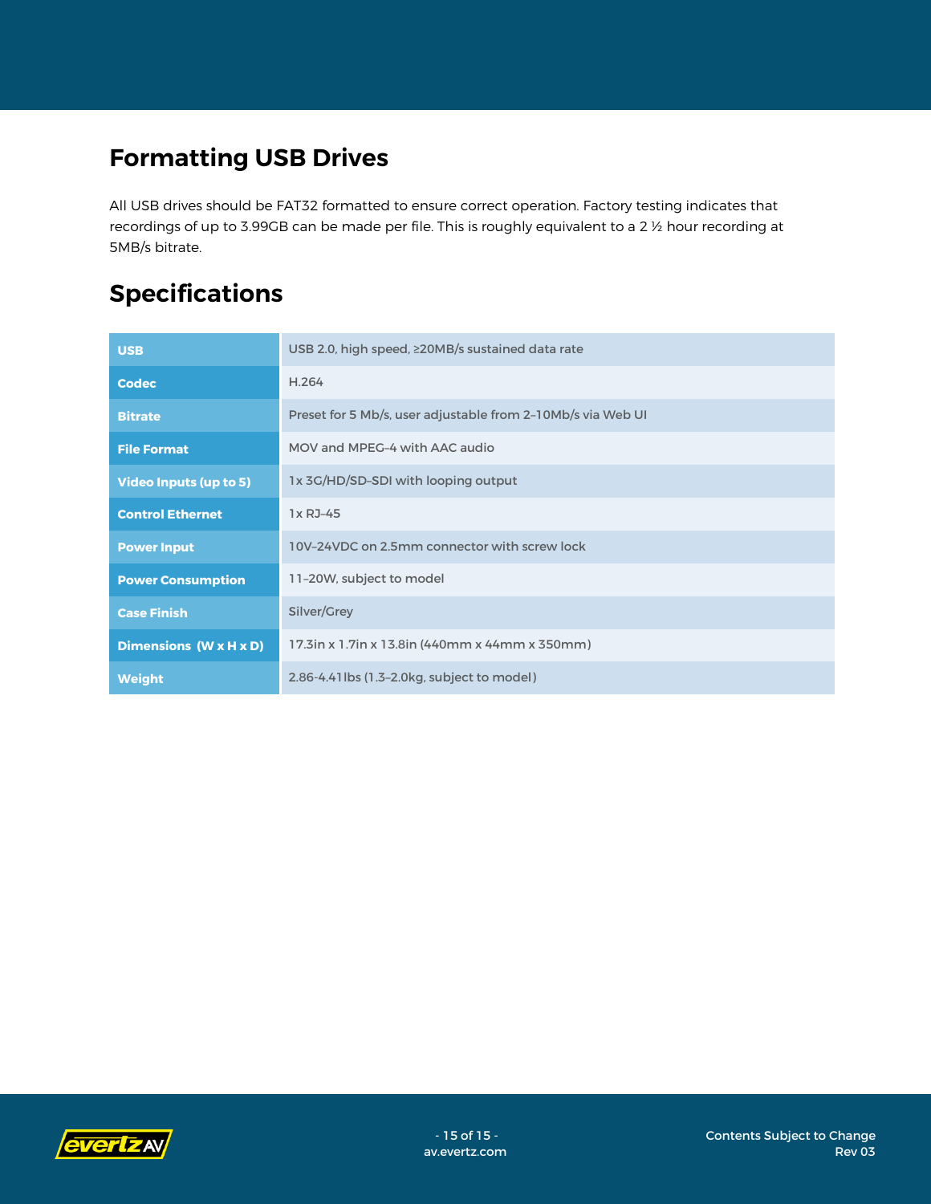## Formatting USB Drives

All USB drives should be FAT32 formatted to ensure correct operation. Factory testing indicates that recordings of up to 3.99GB can be made per file. This is roughly equivalent to a 2 ½ hour recording at 5MB/s bitrate.

## Specifications

| | |
|---|---|
| **USB** | USB 2.0, high speed, ≥20MB/s sustained data rate |
| **Codec** | H.264 |
| **Bitrate** | Preset for 5 Mb/s, user adjustable from 2–10Mb/s via Web UI |
| **File Format** | MOV and MPEG-4 with AAC audio |
| **Video Inputs (up to 5)** | 1x 3G/HD/SD-SDI with looping output |
| **Control Ethernet** | 1x RJ-45 |
| **Power Input** | 10V–24VDC on 2.5mm connector with screw lock |
| **Power Consumption** | 11–20W, subject to model |
| **Case Finish** | Silver/Grey |
| **Dimensions (W x H x D)** | 17.3in x 1.7in x 13.8in (440mm x 44mm x 350mm) |
| **Weight** | 2.86-4.41lbs (1.3–2.0kg, subject to model) |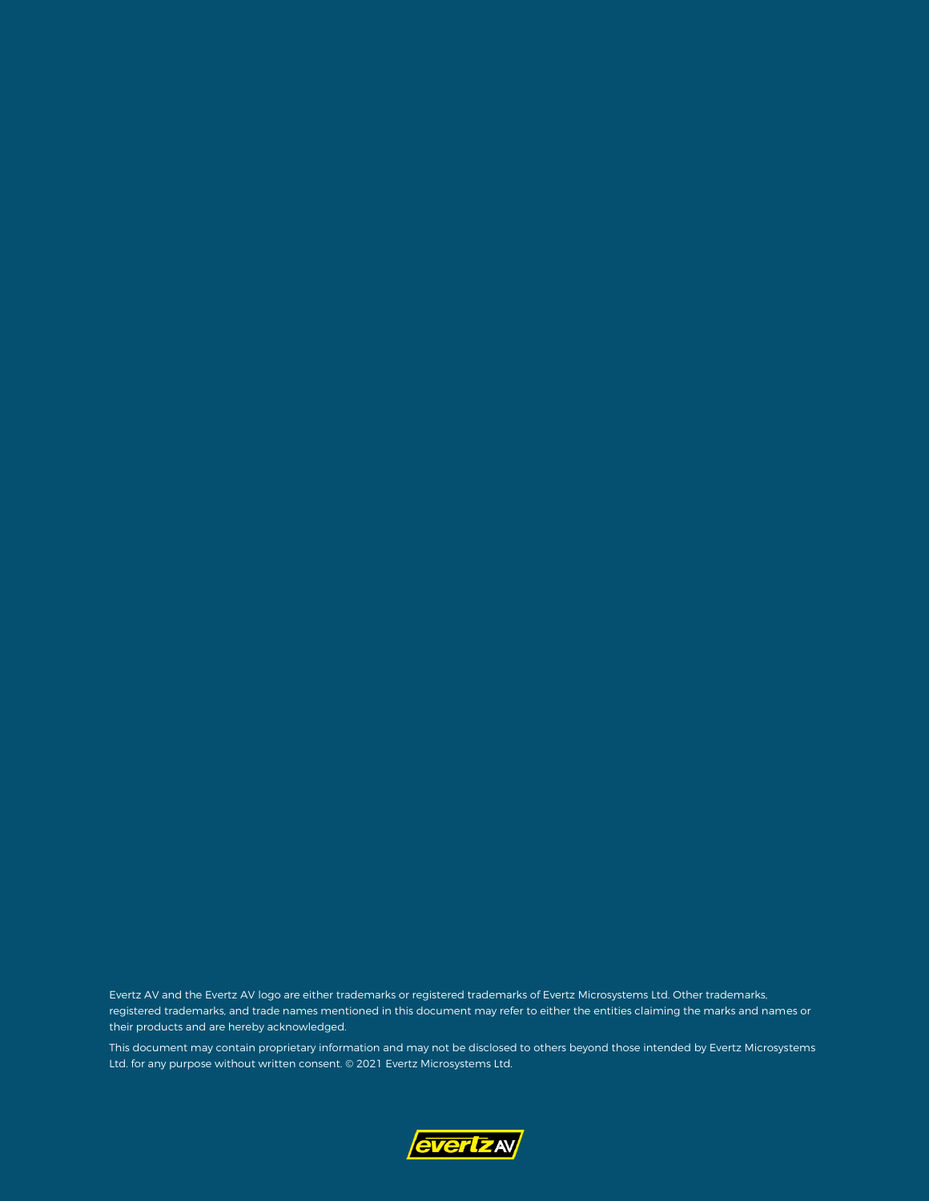Evertz AV and the Evertz AV logo are either trademarks or registered trademarks of Evertz Microsystems Ltd. Other trademarks, registered trademarks, and trade names mentioned in this document may refer to either the entities claiming the marks and names or their products and are hereby acknowledged.

This document may contain proprietary information and may not be disclosed to others beyond those intended by Evertz Microsystems Ltd. for any purpose without written consent. © 2021 Evertz Microsystems Ltd.